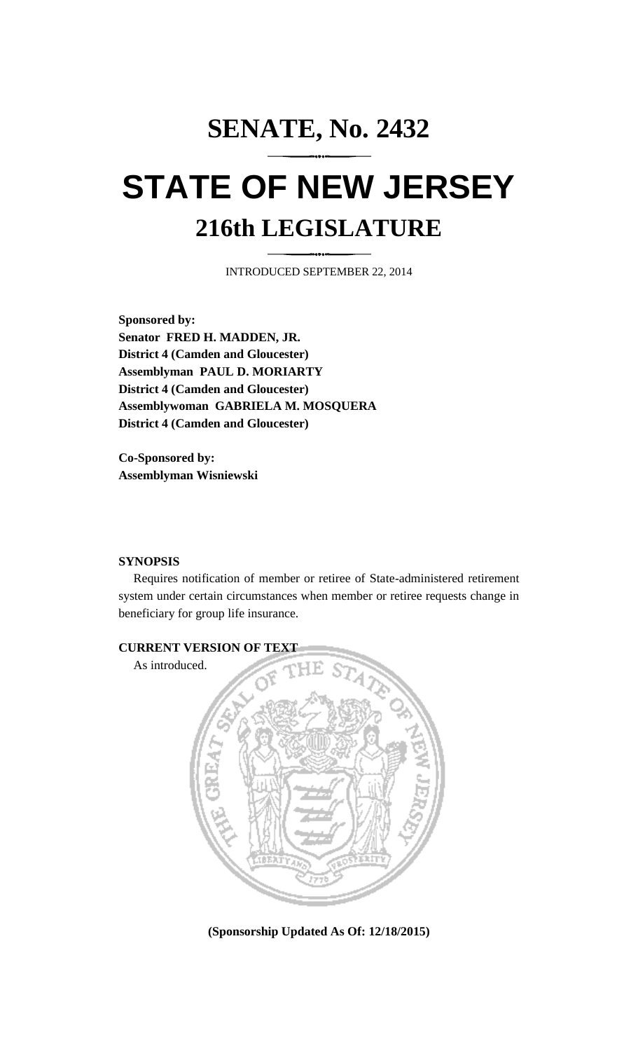# SENATE, No. 2432

# STATE OF NEW JERSEY

## 216th LEGISLATURE

INTRODUCED SEPTEMBER 22, 2014

**Sponsored by:**
**Senator FRED H. MADDEN, JR.**
**District 4 (Camden and Gloucester)**
**Assemblyman PAUL D. MORIARTY**
**District 4 (Camden and Gloucester)**
**Assemblywoman GABRIELA M. MOSQUERA**
**District 4 (Camden and Gloucester)**

**Co-Sponsored by:**
**Assemblyman Wisniewski**

**SYNOPSIS**

Requires notification of member or retiree of State-administered retirement system under certain circumstances when member or retiree requests change in beneficiary for group life insurance.

**CURRENT VERSION OF TEXT**

As introduced.

**(Sponsorship Updated As Of: 12/18/2015)**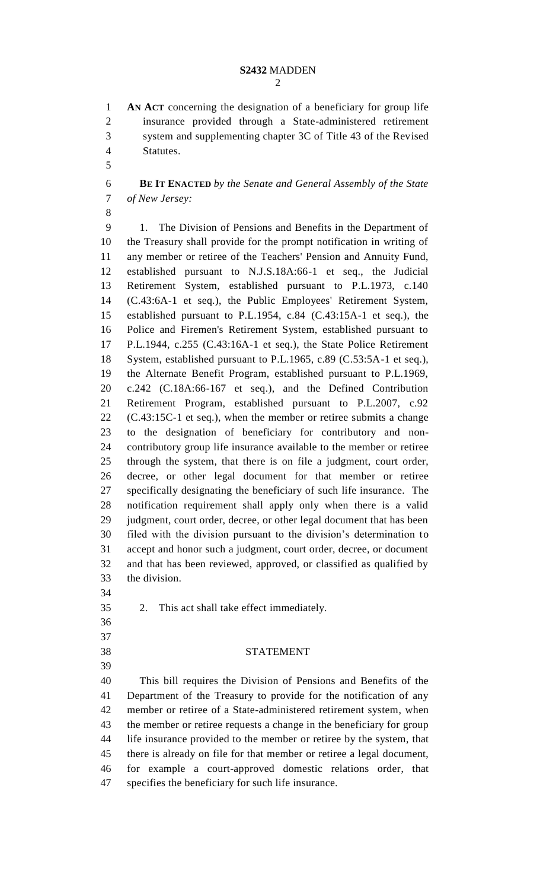**AN ACT** concerning the designation of a beneficiary for group life insurance provided through a State-administered retirement system and supplementing chapter 3C of Title 43 of the Revised Statutes.

**BE IT ENACTED** *by the Senate and General Assembly of the State of New Jersey:*

1. The Division of Pensions and Benefits in the Department of the Treasury shall provide for the prompt notification in writing of any member or retiree of the Teachers' Pension and Annuity Fund, established pursuant to N.J.S.18A:66-1 et seq., the Judicial Retirement System, established pursuant to P.L.1973, c.140 (C.43:6A-1 et seq.), the Public Employees' Retirement System, established pursuant to P.L.1954, c.84 (C.43:15A-1 et seq.), the Police and Firemen's Retirement System, established pursuant to P.L.1944, c.255 (C.43:16A-1 et seq.), the State Police Retirement System, established pursuant to P.L.1965, c.89 (C.53:5A-1 et seq.), the Alternate Benefit Program, established pursuant to P.L.1969, c.242 (C.18A:66-167 et seq.), and the Defined Contribution Retirement Program, established pursuant to P.L.2007, c.92 (C.43:15C-1 et seq.), when the member or retiree submits a change to the designation of beneficiary for contributory and non-contributory group life insurance available to the member or retiree through the system, that there is on file a judgment, court order, decree, or other legal document for that member or retiree specifically designating the beneficiary of such life insurance. The notification requirement shall apply only when there is a valid judgment, court order, decree, or other legal document that has been filed with the division pursuant to the division's determination to accept and honor such a judgment, court order, decree, or document and that has been reviewed, approved, or classified as qualified by the division.

2. This act shall take effect immediately.

## STATEMENT

This bill requires the Division of Pensions and Benefits of the Department of the Treasury to provide for the notification of any member or retiree of a State-administered retirement system, when the member or retiree requests a change in the beneficiary for group life insurance provided to the member or retiree by the system, that there is already on file for that member or retiree a legal document, for example a court-approved domestic relations order, that specifies the beneficiary for such life insurance.